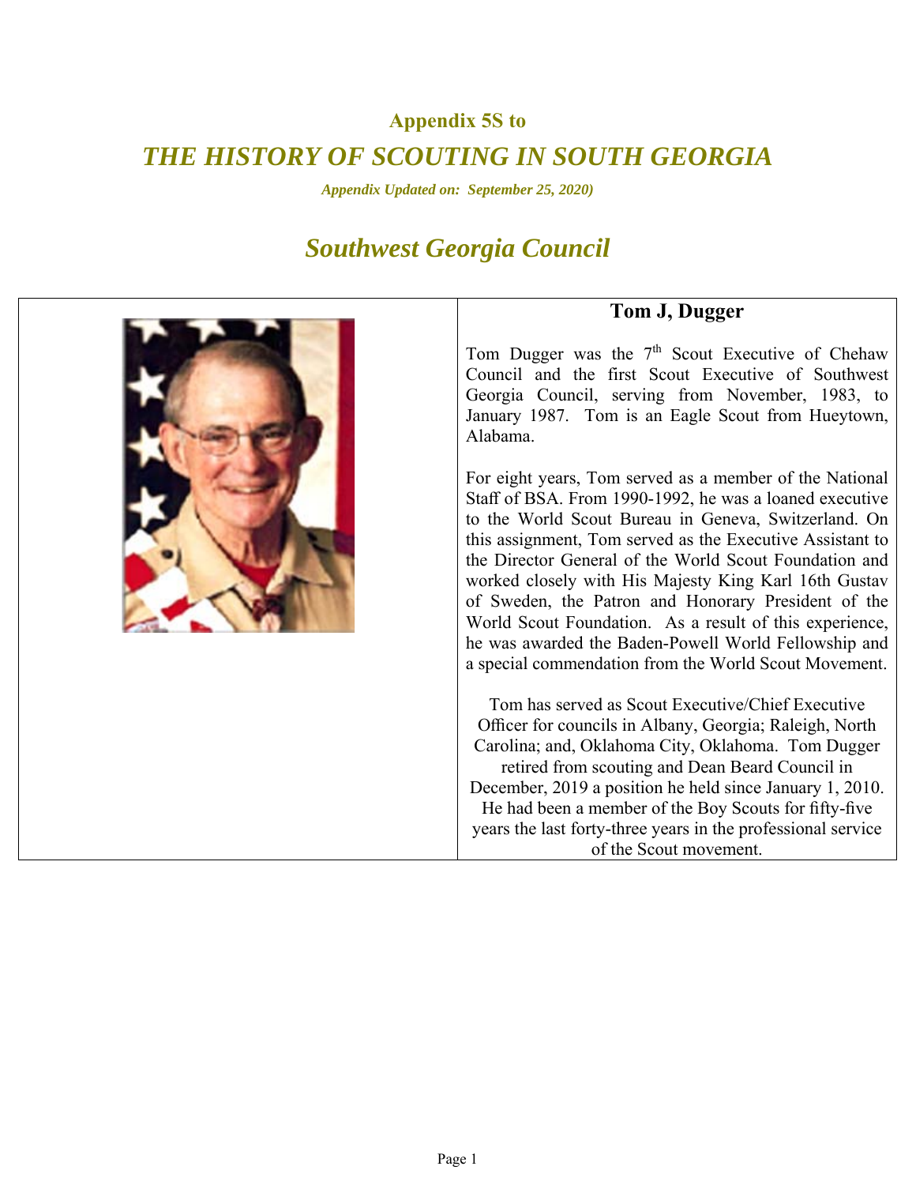### Appendix 5S to

# *THE HISTORY OF SCOUTING IN SOUTH GEORGIA*

***Appendix Updated on: September 25, 2020)***

## *Southwest Georgia Council*

### Tom J, Dugger

Tom Dugger was the 7th Scout Executive of Chehaw Council and the first Scout Executive of Southwest Georgia Council, serving from November, 1983, to January 1987. Tom is an Eagle Scout from Hueytown, Alabama.

For eight years, Tom served as a member of the National Staff of BSA. From 1990-1992, he was a loaned executive to the World Scout Bureau in Geneva, Switzerland. On this assignment, Tom served as the Executive Assistant to the Director General of the World Scout Foundation and worked closely with His Majesty King Karl 16th Gustav of Sweden, the Patron and Honorary President of the World Scout Foundation. As a result of this experience, he was awarded the Baden-Powell World Fellowship and a special commendation from the World Scout Movement.

Tom has served as Scout Executive/Chief Executive Officer for councils in Albany, Georgia; Raleigh, North Carolina; and, Oklahoma City, Oklahoma. Tom Dugger retired from scouting and Dean Beard Council in December, 2019 a position he held since January 1, 2010. He had been a member of the Boy Scouts for fifty-five years the last forty-three years in the professional service of the Scout movement.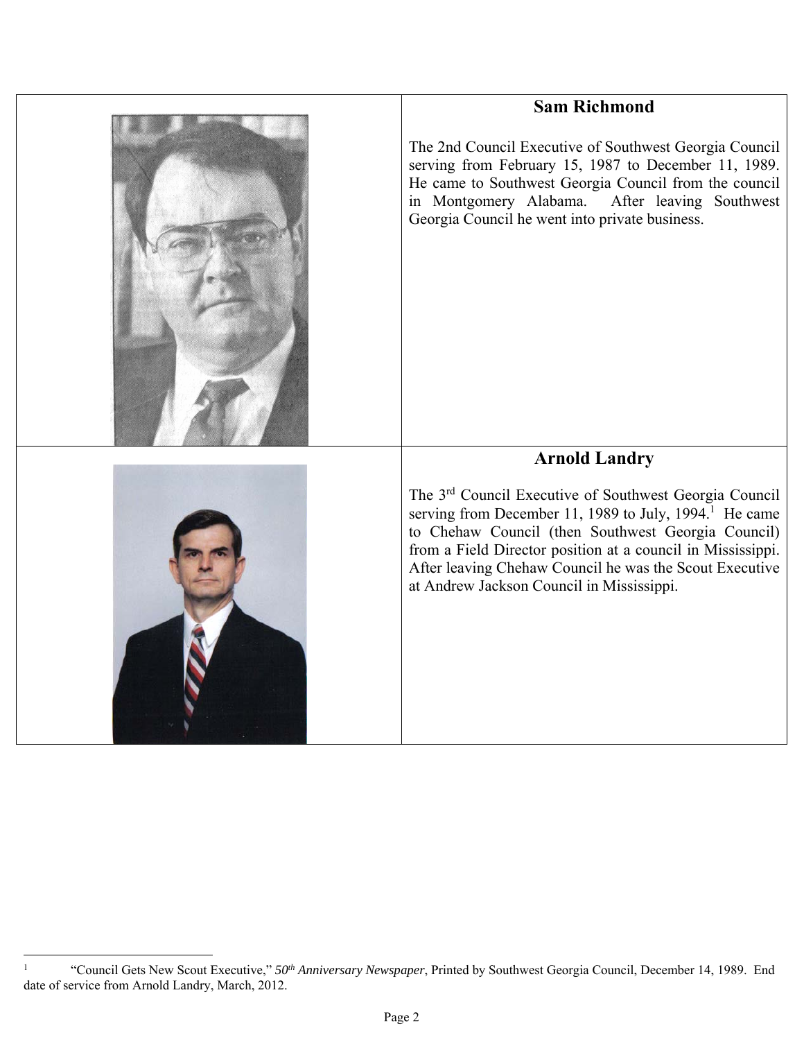## Sam Richmond

The 2nd Council Executive of Southwest Georgia Council serving from February 15, 1987 to December 11, 1989. He came to Southwest Georgia Council from the council in Montgomery Alabama. After leaving Southwest Georgia Council he went into private business.

## Arnold Landry

The 3rd Council Executive of Southwest Georgia Council serving from December 11, 1989 to July, 1994.[1] He came to Chehaw Council (then Southwest Georgia Council) from a Field Director position at a council in Mississippi. After leaving Chehaw Council he was the Scout Executive at Andrew Jackson Council in Mississippi.

---

[1] "Council Gets New Scout Executive," *50th Anniversary Newspaper*, Printed by Southwest Georgia Council, December 14, 1989. End date of service from Arnold Landry, March, 2012.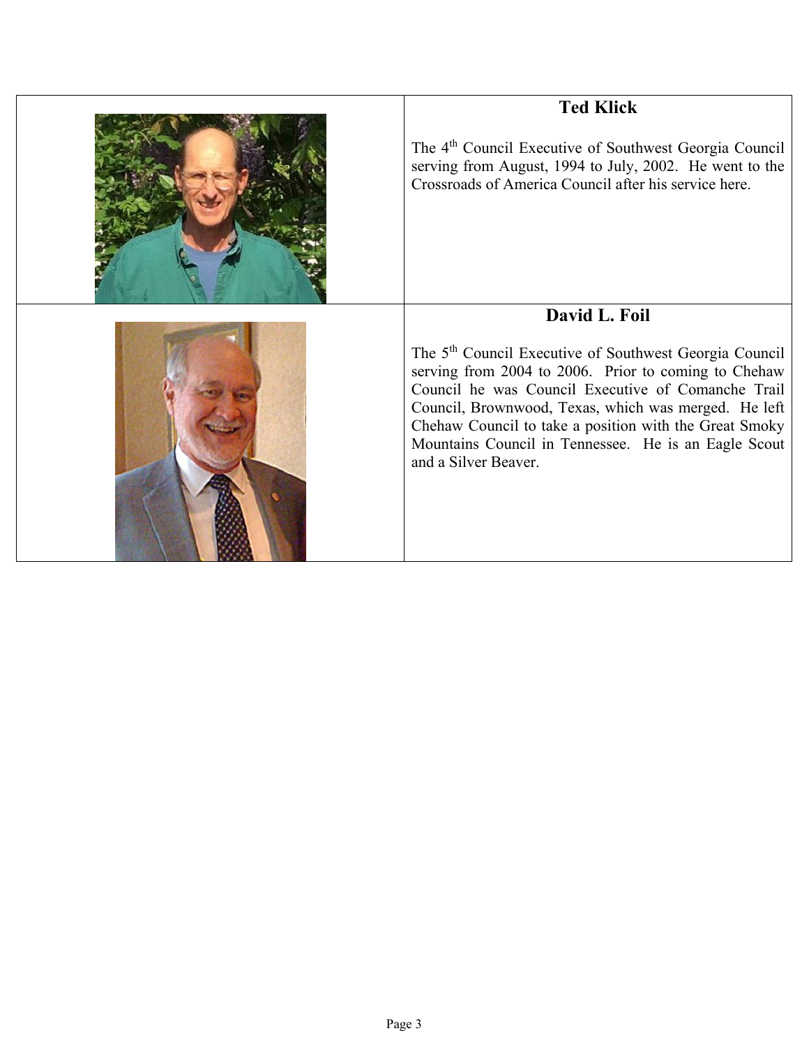### Ted Klick

The 4th Council Executive of Southwest Georgia Council serving from August, 1994 to July, 2002. He went to the Crossroads of America Council after his service here.

### David L. Foil

The 5th Council Executive of Southwest Georgia Council serving from 2004 to 2006. Prior to coming to Chehaw Council he was Council Executive of Comanche Trail Council, Brownwood, Texas, which was merged. He left Chehaw Council to take a position with the Great Smoky Mountains Council in Tennessee. He is an Eagle Scout and a Silver Beaver.